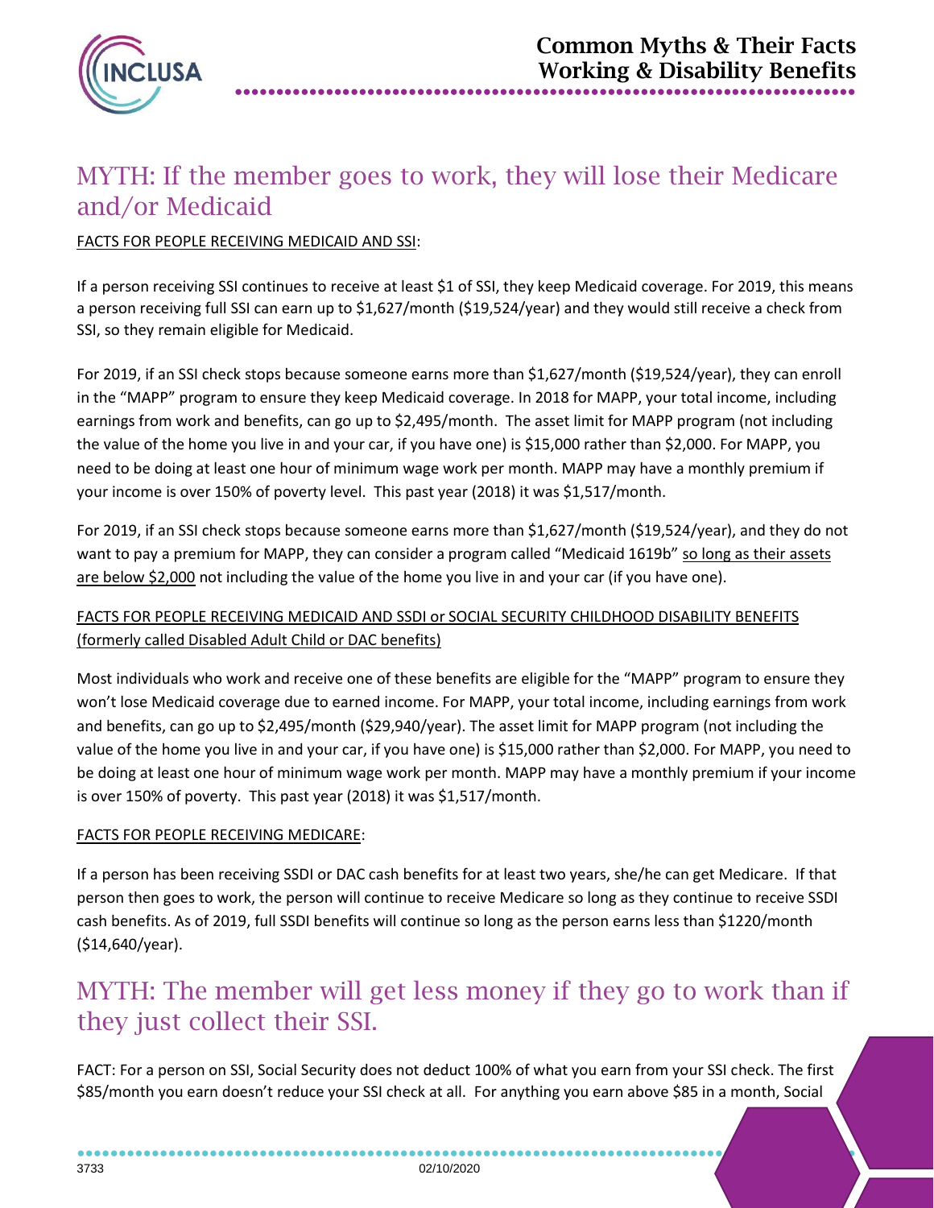# Common Myths & Their Facts
# Working & Disability Benefits

## MYTH: If the member goes to work, they will lose their Medicare and/or Medicaid

<u>FACTS FOR PEOPLE RECEIVING MEDICAID AND SSI</u>:

If a person receiving SSI continues to receive at least $1 of SSI, they keep Medicaid coverage. For 2019, this means a person receiving full SSI can earn up to $1,627/month ($19,524/year) and they would still receive a check from SSI, so they remain eligible for Medicaid.

For 2019, if an SSI check stops because someone earns more than $1,627/month ($19,524/year), they can enroll in the "MAPP" program to ensure they keep Medicaid coverage. In 2018 for MAPP, your total income, including earnings from work and benefits, can go up to $2,495/month. The asset limit for MAPP program (not including the value of the home you live in and your car, if you have one) is $15,000 rather than $2,000. For MAPP, you need to be doing at least one hour of minimum wage work per month. MAPP may have a monthly premium if your income is over 150% of poverty level. This past year (2018) it was $1,517/month.

For 2019, if an SSI check stops because someone earns more than $1,627/month ($19,524/year), and they do not want to pay a premium for MAPP, they can consider a program called "Medicaid 1619b" <u>so long as their assets are below $2,000</u> not including the value of the home you live in and your car (if you have one).

<u>FACTS FOR PEOPLE RECEIVING MEDICAID AND SSDI or SOCIAL SECURITY CHILDHOOD DISABILITY BENEFITS (formerly called Disabled Adult Child or DAC benefits)</u>

Most individuals who work and receive one of these benefits are eligible for the "MAPP" program to ensure they won't lose Medicaid coverage due to earned income. For MAPP, your total income, including earnings from work and benefits, can go up to $2,495/month ($29,940/year). The asset limit for MAPP program (not including the value of the home you live in and your car, if you have one) is $15,000 rather than $2,000. For MAPP, you need to be doing at least one hour of minimum wage work per month. MAPP may have a monthly premium if your income is over 150% of poverty. This past year (2018) it was $1,517/month.

<u>FACTS FOR PEOPLE RECEIVING MEDICARE</u>:

If a person has been receiving SSDI or DAC cash benefits for at least two years, she/he can get Medicare. If that person then goes to work, the person will continue to receive Medicare so long as they continue to receive SSDI cash benefits. As of 2019, full SSDI benefits will continue so long as the person earns less than $1220/month ($14,640/year).

## MYTH: The member will get less money if they go to work than if they just collect their SSI.

FACT: For a person on SSI, Social Security does not deduct 100% of what you earn from your SSI check. The first $85/month you earn doesn't reduce your SSI check at all. For anything you earn above $85 in a month, Social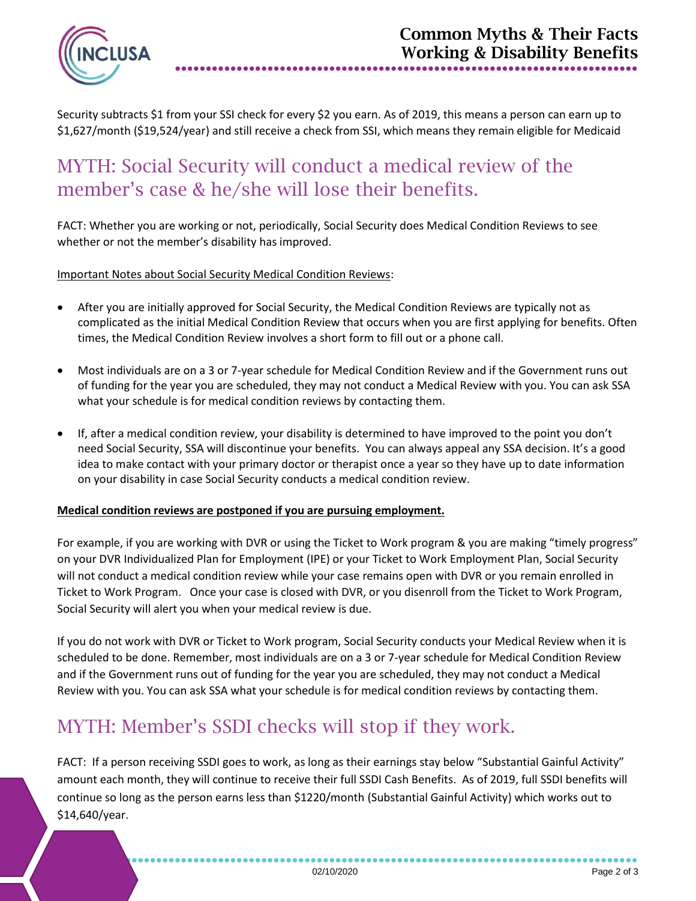Security subtracts $1 from your SSI check for every $2 you earn. As of 2019, this means a person can earn up to $1,627/month ($19,524/year) and still receive a check from SSI, which means they remain eligible for Medicaid

## MYTH: Social Security will conduct a medical review of the member's case & he/she will lose their benefits.

FACT: Whether you are working or not, periodically, Social Security does Medical Condition Reviews to see whether or not the member's disability has improved.

<u>Important Notes about Social Security Medical Condition Reviews</u>:

- After you are initially approved for Social Security, the Medical Condition Reviews are typically not as complicated as the initial Medical Condition Review that occurs when you are first applying for benefits. Often times, the Medical Condition Review involves a short form to fill out or a phone call.
- Most individuals are on a 3 or 7-year schedule for Medical Condition Review and if the Government runs out of funding for the year you are scheduled, they may not conduct a Medical Review with you. You can ask SSA what your schedule is for medical condition reviews by contacting them.
- If, after a medical condition review, your disability is determined to have improved to the point you don't need Social Security, SSA will discontinue your benefits. You can always appeal any SSA decision. It's a good idea to make contact with your primary doctor or therapist once a year so they have up to date information on your disability in case Social Security conducts a medical condition review.

**<u>Medical condition reviews are postponed if you are pursuing employment.</u>**

For example, if you are working with DVR or using the Ticket to Work program & you are making "timely progress" on your DVR Individualized Plan for Employment (IPE) or your Ticket to Work Employment Plan, Social Security will not conduct a medical condition review while your case remains open with DVR or you remain enrolled in Ticket to Work Program. Once your case is closed with DVR, or you disenroll from the Ticket to Work Program, Social Security will alert you when your medical review is due.

If you do not work with DVR or Ticket to Work program, Social Security conducts your Medical Review when it is scheduled to be done. Remember, most individuals are on a 3 or 7-year schedule for Medical Condition Review and if the Government runs out of funding for the year you are scheduled, they may not conduct a Medical Review with you. You can ask SSA what your schedule is for medical condition reviews by contacting them.

## MYTH: Member's SSDI checks will stop if they work.

FACT: If a person receiving SSDI goes to work, as long as their earnings stay below "Substantial Gainful Activity" amount each month, they will continue to receive their full SSDI Cash Benefits. As of 2019, full SSDI benefits will continue so long as the person earns less than $1220/month (Substantial Gainful Activity) which works out to $14,640/year.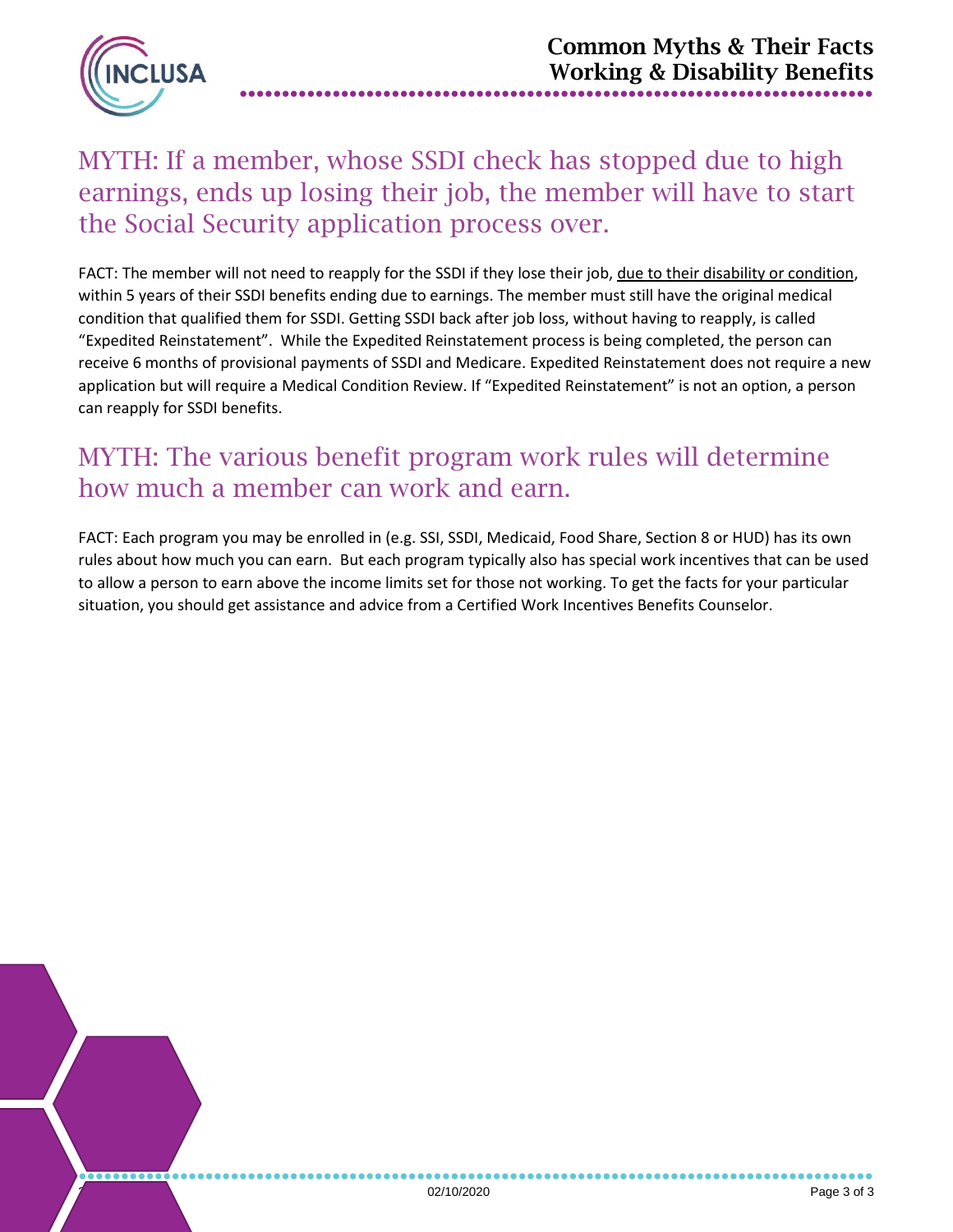## MYTH: If a member, whose SSDI check has stopped due to high earnings, ends up losing their job, the member will have to start the Social Security application process over.

FACT: The member will not need to reapply for the SSDI if they lose their job, due to their disability or condition, within 5 years of their SSDI benefits ending due to earnings. The member must still have the original medical condition that qualified them for SSDI. Getting SSDI back after job loss, without having to reapply, is called "Expedited Reinstatement". While the Expedited Reinstatement process is being completed, the person can receive 6 months of provisional payments of SSDI and Medicare. Expedited Reinstatement does not require a new application but will require a Medical Condition Review. If "Expedited Reinstatement" is not an option, a person can reapply for SSDI benefits.

## MYTH: The various benefit program work rules will determine how much a member can work and earn.

FACT: Each program you may be enrolled in (e.g. SSI, SSDI, Medicaid, Food Share, Section 8 or HUD) has its own rules about how much you can earn. But each program typically also has special work incentives that can be used to allow a person to earn above the income limits set for those not working. To get the facts for your particular situation, you should get assistance and advice from a Certified Work Incentives Benefits Counselor.